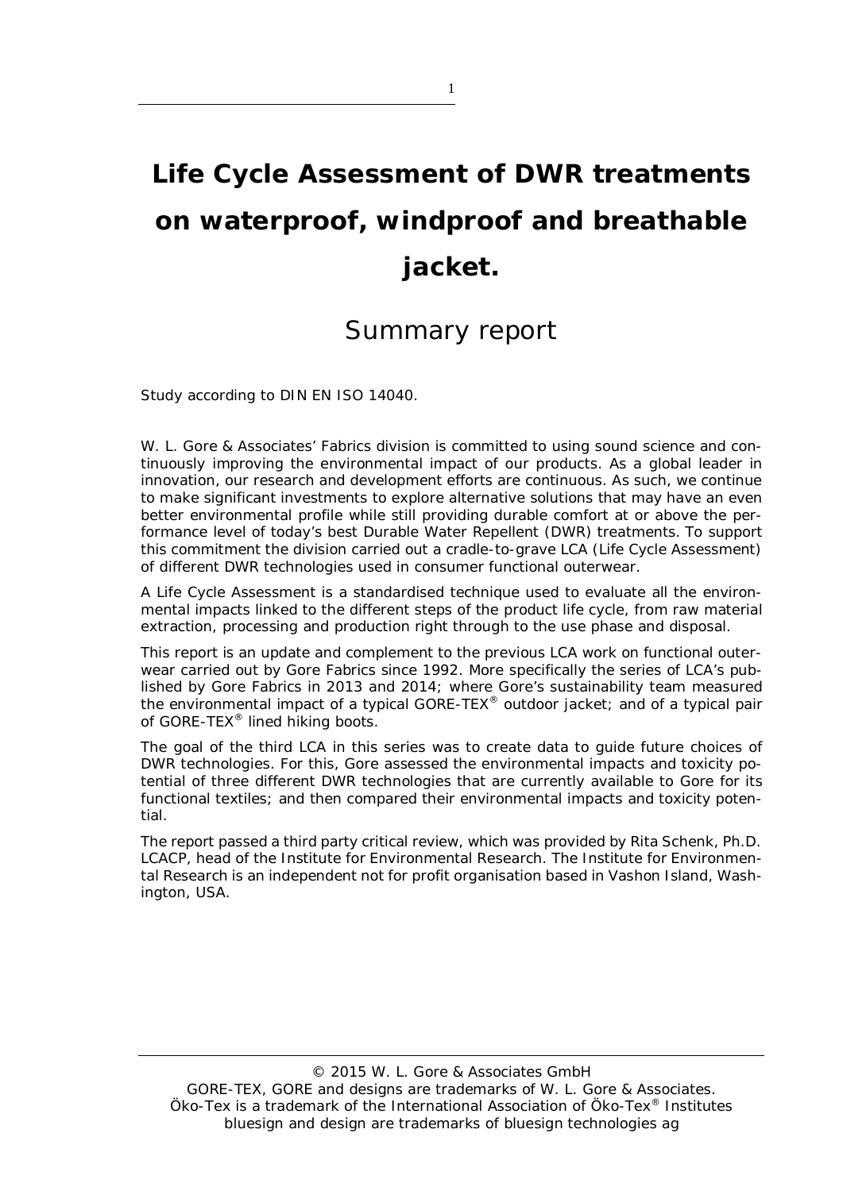# Life Cycle Assessment of DWR treatments on waterproof, windproof and breathable jacket.

## Summary report

Study according to DIN EN ISO 14040.

W. L. Gore & Associates' Fabrics division is committed to using sound science and continuously improving the environmental impact of our products. As a global leader in innovation, our research and development efforts are continuous. As such, we continue to make significant investments to explore alternative solutions that may have an even better environmental profile while still providing durable comfort at or above the performance level of today's best Durable Water Repellent (DWR) treatments. To support this commitment the division carried out a cradle-to-grave LCA (Life Cycle Assessment) of different DWR technologies used in consumer functional outerwear.

A Life Cycle Assessment is a standardised technique used to evaluate all the environmental impacts linked to the different steps of the product life cycle, from raw material extraction, processing and production right through to the use phase and disposal.

This report is an update and complement to the previous LCA work on functional outerwear carried out by Gore Fabrics since 1992. More specifically the series of LCA's published by Gore Fabrics in 2013 and 2014; where Gore's sustainability team measured the environmental impact of a typical GORE-TEX® outdoor jacket; and of a typical pair of GORE-TEX® lined hiking boots.

The goal of the third LCA in this series was to create data to guide future choices of DWR technologies. For this, Gore assessed the environmental impacts and toxicity potential of three different DWR technologies that are currently available to Gore for its functional textiles; and then compared their environmental impacts and toxicity potential.

The report passed a third party critical review, which was provided by Rita Schenk, Ph.D. LCACP, head of the Institute for Environmental Research. The Institute for Environmental Research is an independent not for profit organisation based in Vashon Island, Washington, USA.

© 2015 W. L. Gore & Associates GmbH
GORE-TEX, GORE and designs are trademarks of W. L. Gore & Associates.
Öko-Tex is a trademark of the International Association of Öko-Tex® Institutes
bluesign and design are trademarks of bluesign technologies ag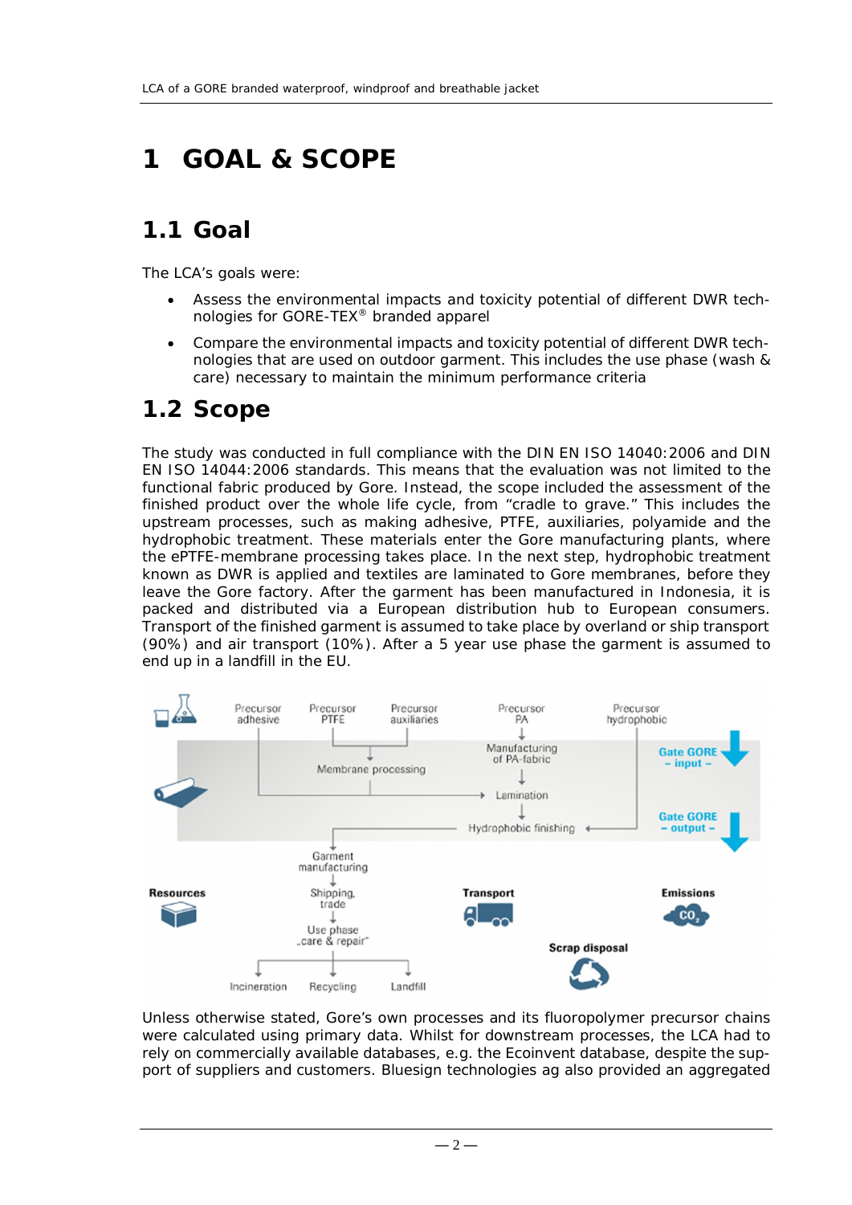# 1 GOAL & SCOPE

## 1.1 Goal

The LCA's goals were:

- Assess the environmental impacts and toxicity potential of different DWR technologies for GORE-TEX® branded apparel
- Compare the environmental impacts and toxicity potential of different DWR technologies that are used on outdoor garment. This includes the use phase (wash & care) necessary to maintain the minimum performance criteria

## 1.2 Scope

The study was conducted in full compliance with the DIN EN ISO 14040:2006 and DIN EN ISO 14044:2006 standards. This means that the evaluation was not limited to the functional fabric produced by Gore. Instead, the scope included the assessment of the finished product over the whole life cycle, from "cradle to grave." This includes the upstream processes, such as making adhesive, PTFE, auxiliaries, polyamide and the hydrophobic treatment. These materials enter the Gore manufacturing plants, where the ePTFE-membrane processing takes place. In the next step, hydrophobic treatment known as DWR is applied and textiles are laminated to Gore membranes, before they leave the Gore factory. After the garment has been manufactured in Indonesia, it is packed and distributed via a European distribution hub to European consumers. Transport of the finished garment is assumed to take place by overland or ship transport (90%) and air transport (10%). After a 5 year use phase the garment is assumed to end up in a landfill in the EU.

Precursor adhesive | Precursor PTFE | Precursor auxiliaries | Precursor PA | Precursor hydrophobic

Membrane processing | Manufacturing of PA-fabric | Lamination | Hydrophobic finishing

Gate GORE – input – | Gate GORE – output –

Garment manufacturing → Shipping, trade → Use phase „care & repair" → Incineration | Recycling | Landfill

Resources | Transport | Emissions ($CO_2$) | Scrap disposal

Unless otherwise stated, Gore's own processes and its fluoropolymer precursor chains were calculated using primary data. Whilst for downstream processes, the LCA had to rely on commercially available databases, e.g. the Ecoinvent database, despite the support of suppliers and customers. Bluesign technologies ag also provided an aggregated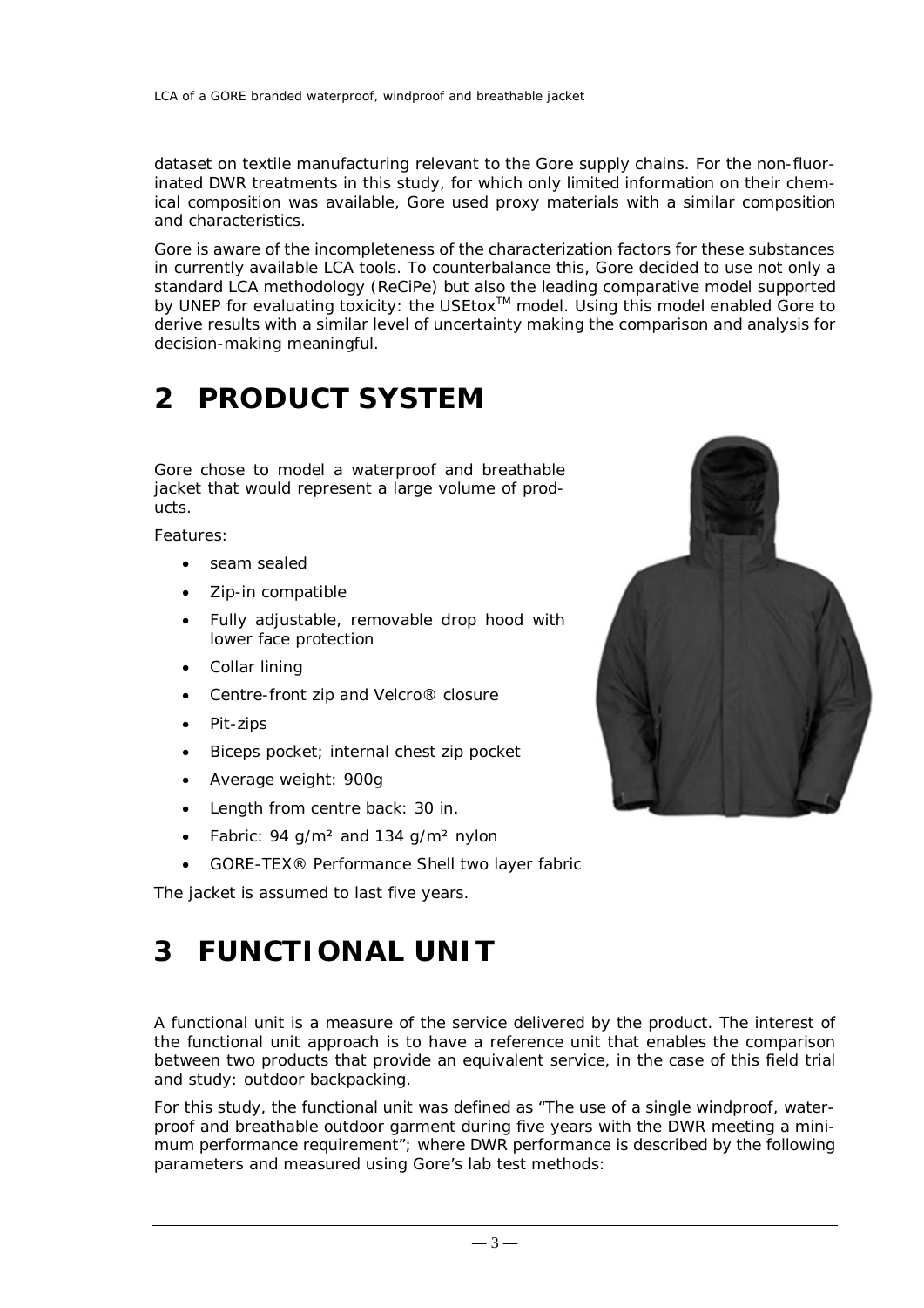dataset on textile manufacturing relevant to the Gore supply chains. For the non-fluorinated DWR treatments in this study, for which only limited information on their chemical composition was available, Gore used proxy materials with a similar composition and characteristics.

Gore is aware of the incompleteness of the characterization factors for these substances in currently available LCA tools. To counterbalance this, Gore decided to use not only a standard LCA methodology (ReCiPe) but also the leading comparative model supported by UNEP for evaluating toxicity: the USEtox™ model. Using this model enabled Gore to derive results with a similar level of uncertainty making the comparison and analysis for decision-making meaningful.

# 2 PRODUCT SYSTEM

Gore chose to model a waterproof and breathable jacket that would represent a large volume of products.

Features:

- seam sealed
- Zip-in compatible
- Fully adjustable, removable drop hood with lower face protection
- Collar lining
- Centre-front zip and Velcro® closure
- Pit-zips
- Biceps pocket; internal chest zip pocket
- Average weight: 900g
- Length from centre back: 30 in.
- Fabric: 94 g/m² and 134 g/m² nylon
- GORE-TEX® Performance Shell two layer fabric

The jacket is assumed to last five years.

# 3 FUNCTIONAL UNIT

A functional unit is a measure of the service delivered by the product. The interest of the functional unit approach is to have a reference unit that enables the comparison between two products that provide an equivalent service, in the case of this field trial and study: outdoor backpacking.

For this study, the functional unit was defined as "The use of a single windproof, waterproof and breathable outdoor garment during five years with the DWR meeting a minimum performance requirement"; where DWR performance is described by the following parameters and measured using Gore's lab test methods: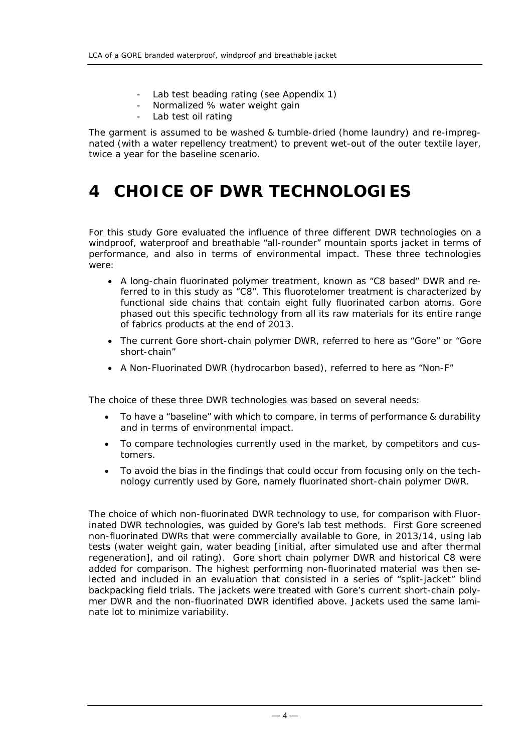- Lab test beading rating (see Appendix 1)
- Normalized % water weight gain
- Lab test oil rating

The garment is assumed to be washed & tumble-dried (home laundry) and re-impregnated (with a water repellency treatment) to prevent wet-out of the outer textile layer, twice a year for the baseline scenario.

# 4 CHOICE OF DWR TECHNOLOGIES

For this study Gore evaluated the influence of three different DWR technologies on a windproof, waterproof and breathable "all-rounder" mountain sports jacket in terms of performance, and also in terms of environmental impact. These three technologies were:

- A long-chain fluorinated polymer treatment, known as "C8 based" DWR and referred to in this study as "C8". This fluorotelomer treatment is characterized by functional side chains that contain eight fully fluorinated carbon atoms. Gore phased out this specific technology from all its raw materials for its entire range of fabrics products at the end of 2013.
- The current Gore short-chain polymer DWR, referred to here as "Gore" or "Gore short-chain"
- A Non-Fluorinated DWR (hydrocarbon based), referred to here as "Non-F"

The choice of these three DWR technologies was based on several needs:

- To have a "baseline" with which to compare, in terms of performance & durability and in terms of environmental impact.
- To compare technologies currently used in the market, by competitors and customers.
- To avoid the bias in the findings that could occur from focusing only on the technology currently used by Gore, namely fluorinated short-chain polymer DWR.

The choice of which non-fluorinated DWR technology to use, for comparison with Fluorinated DWR technologies, was guided by Gore's lab test methods. First Gore screened non-fluorinated DWRs that were commercially available to Gore, in 2013/14, using lab tests (water weight gain, water beading [initial, after simulated use and after thermal regeneration], and oil rating). Gore short chain polymer DWR and historical C8 were added for comparison. The highest performing non-fluorinated material was then selected and included in an evaluation that consisted in a series of "split-jacket" blind backpacking field trials. The jackets were treated with Gore's current short-chain polymer DWR and the non-fluorinated DWR identified above. Jackets used the same laminate lot to minimize variability.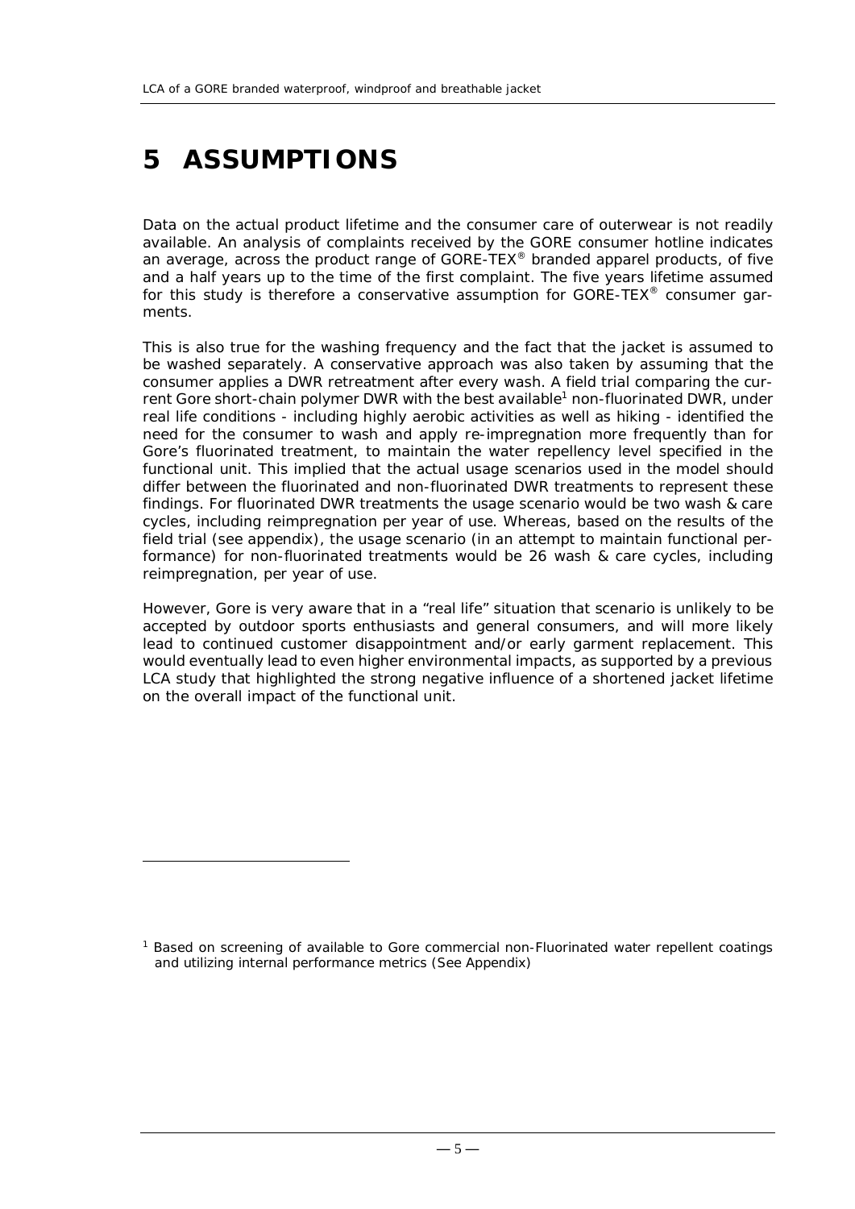# 5 ASSUMPTIONS

Data on the actual product lifetime and the consumer care of outerwear is not readily available. An analysis of complaints received by the GORE consumer hotline indicates an average, across the product range of GORE-TEX® branded apparel products, of five and a half years up to the time of the first complaint. The five years lifetime assumed for this study is therefore a conservative assumption for GORE-TEX® consumer garments.

This is also true for the washing frequency and the fact that the jacket is assumed to be washed separately. A conservative approach was also taken by assuming that the consumer applies a DWR retreatment after every wash. A field trial comparing the current Gore short-chain polymer DWR with the best available[1] non-fluorinated DWR, under real life conditions - including highly aerobic activities as well as hiking - identified the need for the consumer to wash and apply re-impregnation more frequently than for Gore's fluorinated treatment, to maintain the water repellency level specified in the functional unit. This implied that the actual usage scenarios used in the model should differ between the fluorinated and non-fluorinated DWR treatments to represent these findings. For fluorinated DWR treatments the usage scenario would be two wash & care cycles, including reimpregnation per year of use. Whereas, based on the results of the field trial (see appendix), the usage scenario (in an attempt to maintain functional performance) for non-fluorinated treatments would be 26 wash & care cycles, including reimpregnation, per year of use.

However, Gore is very aware that in a "real life" situation that scenario is unlikely to be accepted by outdoor sports enthusiasts and general consumers, and will more likely lead to continued customer disappointment and/or early garment replacement. This would eventually lead to even higher environmental impacts, as supported by a previous LCA study that highlighted the strong negative influence of a shortened jacket lifetime on the overall impact of the functional unit.

---

[1] Based on screening of available to Gore commercial non-Fluorinated water repellent coatings and utilizing internal performance metrics (See Appendix)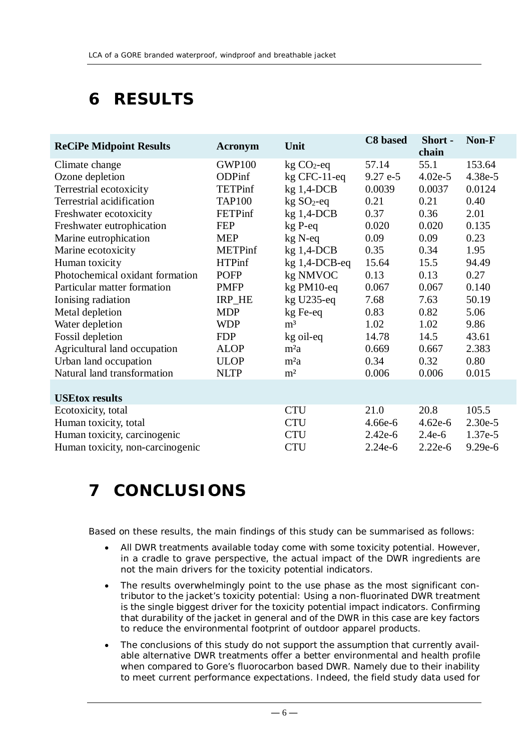# 6 RESULTS

| ReCiPe Midpoint Results | Acronym | Unit | C8 based | Short - chain | Non-F |
|---|---|---|---|---|---|
| Climate change | GWP100 | kg $CO_2$-eq | 57.14 | 55.1 | 153.64 |
| Ozone depletion | ODPinf | kg CFC-11-eq | 9.27 e-5 | 4.02e-5 | 4.38e-5 |
| Terrestrial ecotoxicity | TETPinf | kg 1,4-DCB | 0.0039 | 0.0037 | 0.0124 |
| Terrestrial acidification | TAP100 | kg $SO_2$-eq | 0.21 | 0.21 | 0.40 |
| Freshwater ecotoxicity | FETPinf | kg 1,4-DCB | 0.37 | 0.36 | 2.01 |
| Freshwater eutrophication | FEP | kg P-eq | 0.020 | 0.020 | 0.135 |
| Marine eutrophication | MEP | kg N-eq | 0.09 | 0.09 | 0.23 |
| Marine ecotoxicity | METPinf | kg 1,4-DCB | 0.35 | 0.34 | 1.95 |
| Human toxicity | HTPinf | kg 1,4-DCB-eq | 15.64 | 15.5 | 94.49 |
| Photochemical oxidant formation | POFP | kg NMVOC | 0.13 | 0.13 | 0.27 |
| Particular matter formation | PMFP | kg PM10-eq | 0.067 | 0.067 | 0.140 |
| Ionising radiation | IRP_HE | kg U235-eq | 7.68 | 7.63 | 50.19 |
| Metal depletion | MDP | kg Fe-eq | 0.83 | 0.82 | 5.06 |
| Water depletion | WDP | $m^3$ | 1.02 | 1.02 | 9.86 |
| Fossil depletion | FDP | kg oil-eq | 14.78 | 14.5 | 43.61 |
| Agricultural land occupation | ALOP | $m^2a$ | 0.669 | 0.667 | 2.383 |
| Urban land occupation | ULOP | $m^2a$ | 0.34 | 0.32 | 0.80 |
| Natural land transformation | NLTP | $m^2$ | 0.006 | 0.006 | 0.015 |
| **USEtox results** | | | | | |
| Ecotoxicity, total | | CTU | 21.0 | 20.8 | 105.5 |
| Human toxicity, total | | CTU | 4.66e-6 | 4.62e-6 | 2.30e-5 |
| Human toxicity, carcinogenic | | CTU | 2.42e-6 | 2.4e-6 | 1.37e-5 |
| Human toxicity, non-carcinogenic | | CTU | 2.24e-6 | 2.22e-6 | 9.29e-6 |

# 7 CONCLUSIONS

Based on these results, the main findings of this study can be summarised as follows:

- All DWR treatments available today come with some toxicity potential. However, in a cradle to grave perspective, the actual impact of the DWR ingredients are not the main drivers for the toxicity potential indicators.
- The results overwhelmingly point to the use phase as the most significant contributor to the jacket's toxicity potential: Using a non-fluorinated DWR treatment is the single biggest driver for the toxicity potential impact indicators. Confirming that durability of the jacket in general and of the DWR in this case are key factors to reduce the environmental footprint of outdoor apparel products.
- The conclusions of this study do not support the assumption that currently available alternative DWR treatments offer a better environmental and health profile when compared to Gore's fluorocarbon based DWR. Namely due to their inability to meet current performance expectations. Indeed, the field study data used for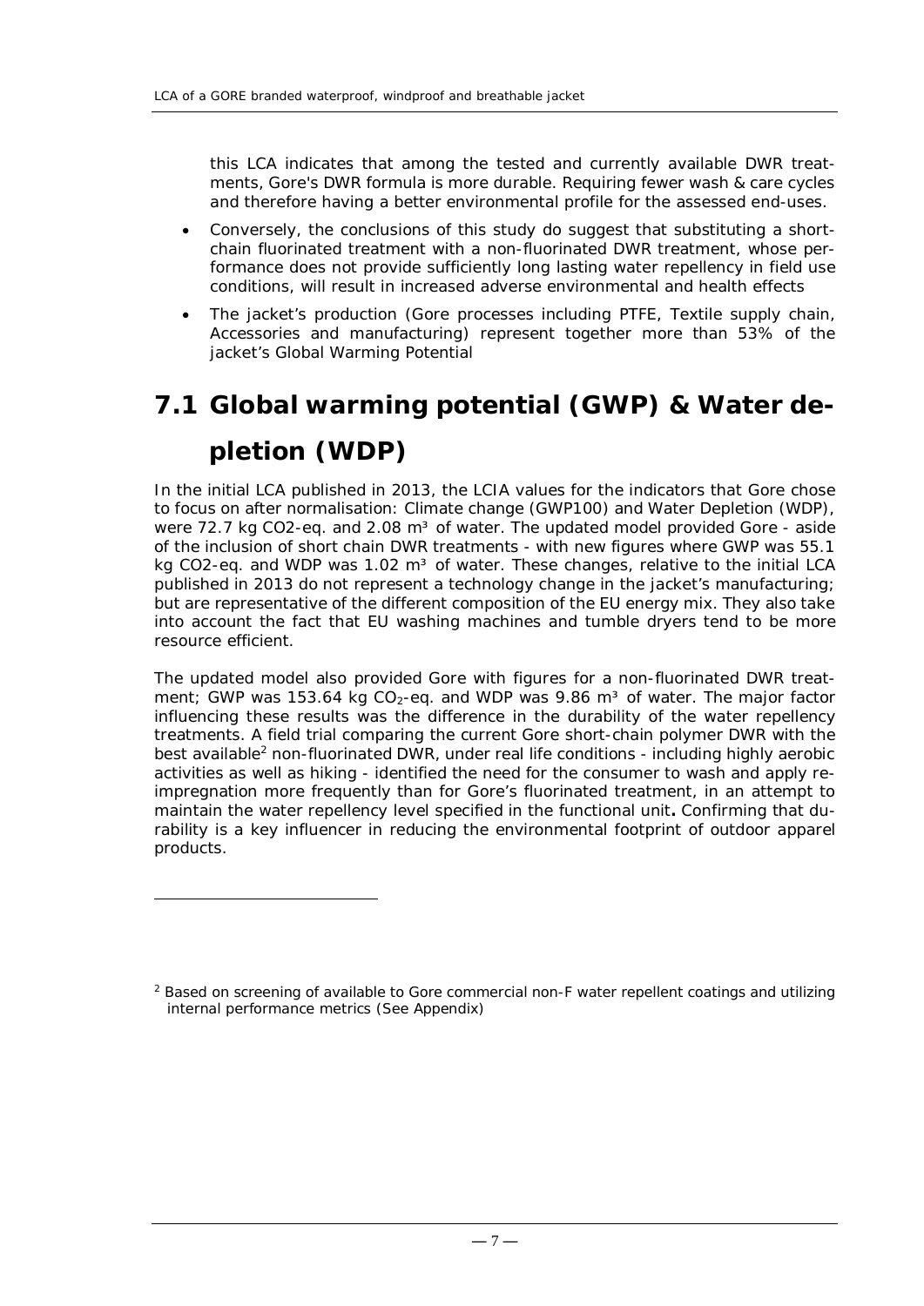this LCA indicates that among the tested and currently available DWR treatments, Gore's DWR formula is more durable. Requiring fewer wash & care cycles and therefore having a better environmental profile for the assessed end-uses.

- Conversely, the conclusions of this study do suggest that substituting a short-chain fluorinated treatment with a non-fluorinated DWR treatment, whose performance does not provide sufficiently long lasting water repellency in field use conditions, will result in increased adverse environmental and health effects
- The jacket's production (Gore processes including PTFE, Textile supply chain, Accessories and manufacturing) represent together more than 53% of the jacket's Global Warming Potential

## 7.1 Global warming potential (GWP) & Water depletion (WDP)

In the initial LCA published in 2013, the LCIA values for the indicators that Gore chose to focus on after normalisation: Climate change (GWP100) and Water Depletion (WDP), were 72.7 kg CO2-eq. and 2.08 m³ of water. The updated model provided Gore - aside of the inclusion of short chain DWR treatments - with new figures where GWP was 55.1 kg CO2-eq. and WDP was 1.02 m³ of water. These changes, relative to the initial LCA published in 2013 do not represent a technology change in the jacket's manufacturing; but are representative of the different composition of the EU energy mix. They also take into account the fact that EU washing machines and tumble dryers tend to be more resource efficient.

The updated model also provided Gore with figures for a non-fluorinated DWR treatment; GWP was 153.64 kg $CO_2$-eq. and WDP was 9.86 m³ of water. The major factor influencing these results was the difference in the durability of the water repellency treatments. A field trial comparing the current Gore short-chain polymer DWR with the best available[2] non-fluorinated DWR, under real life conditions - including highly aerobic activities as well as hiking - identified the need for the consumer to wash and apply re-impregnation more frequently than for Gore's fluorinated treatment, in an attempt to maintain the water repellency level specified in the functional unit**.** Confirming that durability is a key influencer in reducing the environmental footprint of outdoor apparel products.

[2] Based on screening of available to Gore commercial non-F water repellent coatings and utilizing internal performance metrics (See Appendix)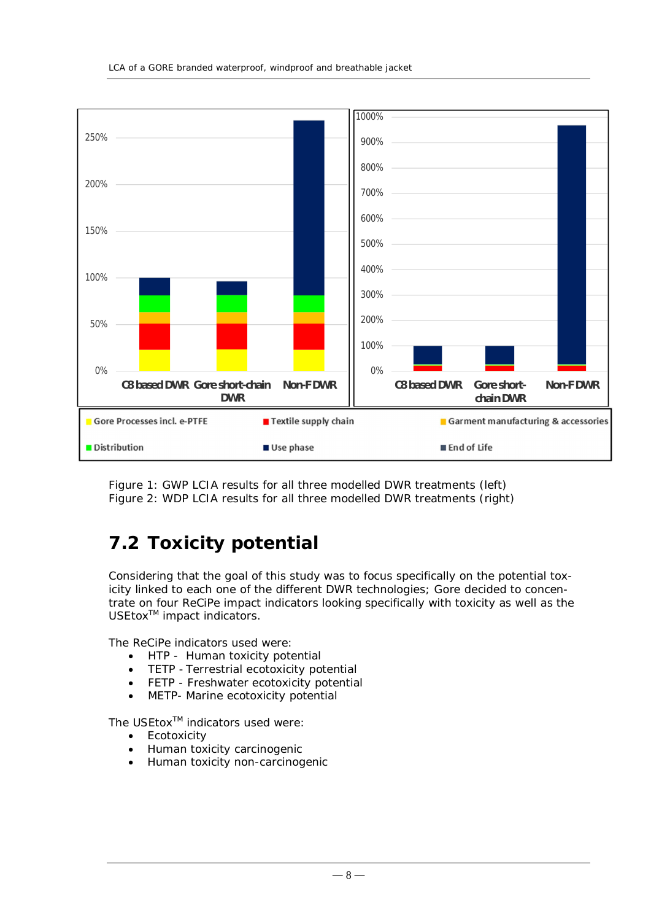Figure 1: GWP LCIA results for all three modelled DWR treatments (left)
Figure 2: WDP LCIA results for all three modelled DWR treatments (right)

## 7.2 Toxicity potential

Considering that the goal of this study was to focus specifically on the potential toxicity linked to each one of the different DWR technologies; Gore decided to concentrate on four ReCiPe impact indicators looking specifically with toxicity as well as the USEtox™ impact indicators.

The ReCiPe indicators used were:

- HTP - Human toxicity potential
- TETP - Terrestrial ecotoxicity potential
- FETP - Freshwater ecotoxicity potential
- METP- Marine ecotoxicity potential

The USEtox™ indicators used were:

- Ecotoxicity
- Human toxicity carcinogenic
- Human toxicity non-carcinogenic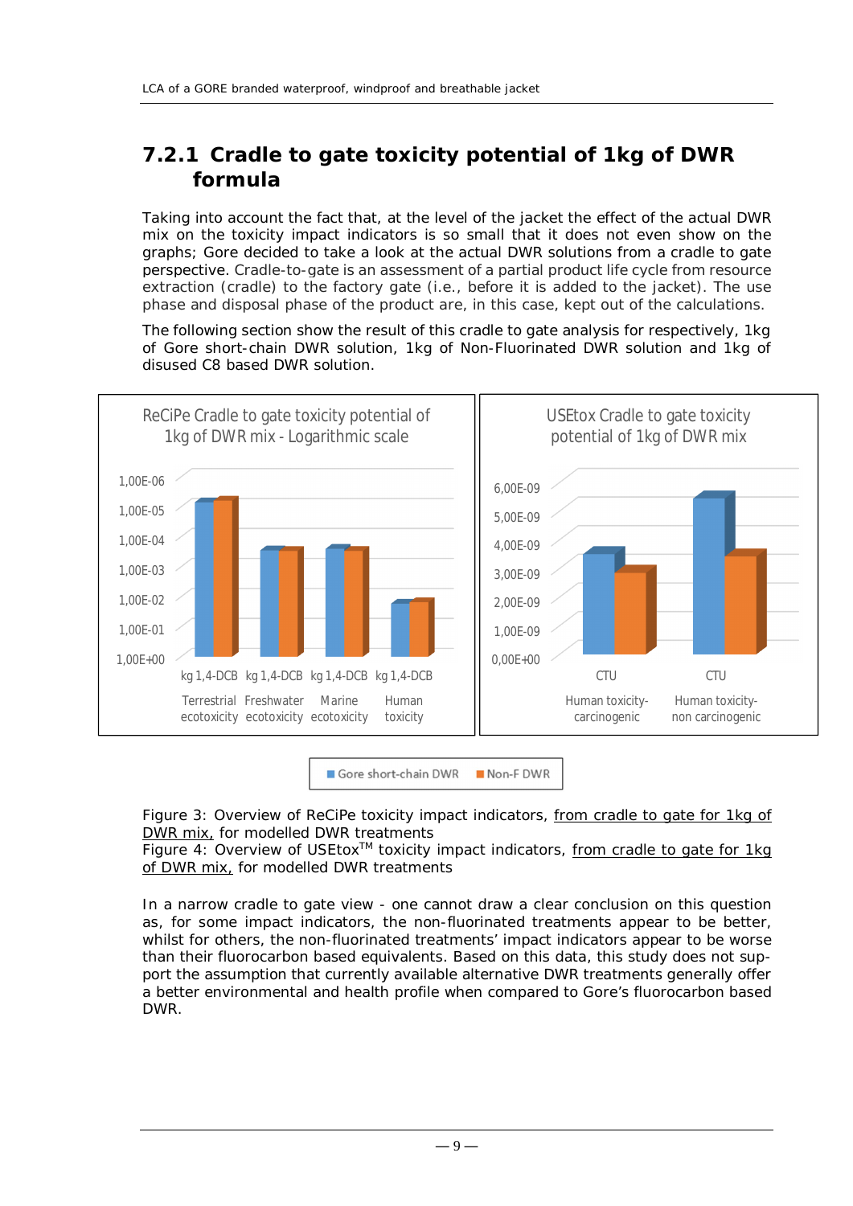## 7.2.1 Cradle to gate toxicity potential of 1kg of DWR formula

Taking into account the fact that, at the level of the jacket the effect of the actual DWR mix on the toxicity impact indicators is so small that it does not even show on the graphs; Gore decided to take a look at the actual DWR solutions from a cradle to gate perspective. Cradle-to-gate is an assessment of a partial product life cycle from resource extraction (cradle) to the factory gate (i.e., before it is added to the jacket). The use phase and disposal phase of the product are, in this case, kept out of the calculations.

The following section show the result of this cradle to gate analysis for respectively, 1kg of Gore short-chain DWR solution, 1kg of Non-Fluorinated DWR solution and 1kg of disused C8 based DWR solution.

Figure 3: Overview of ReCiPe toxicity impact indicators, from cradle to gate for 1kg of DWR mix, for modelled DWR treatments

Figure 4: Overview of USEtox™ toxicity impact indicators, from cradle to gate for 1kg of DWR mix, for modelled DWR treatments

In a narrow cradle to gate view - one cannot draw a clear conclusion on this question as, for some impact indicators, the non-fluorinated treatments appear to be better, whilst for others, the non-fluorinated treatments' impact indicators appear to be worse than their fluorocarbon based equivalents. Based on this data, this study does not support the assumption that currently available alternative DWR treatments generally offer a better environmental and health profile when compared to Gore's fluorocarbon based DWR.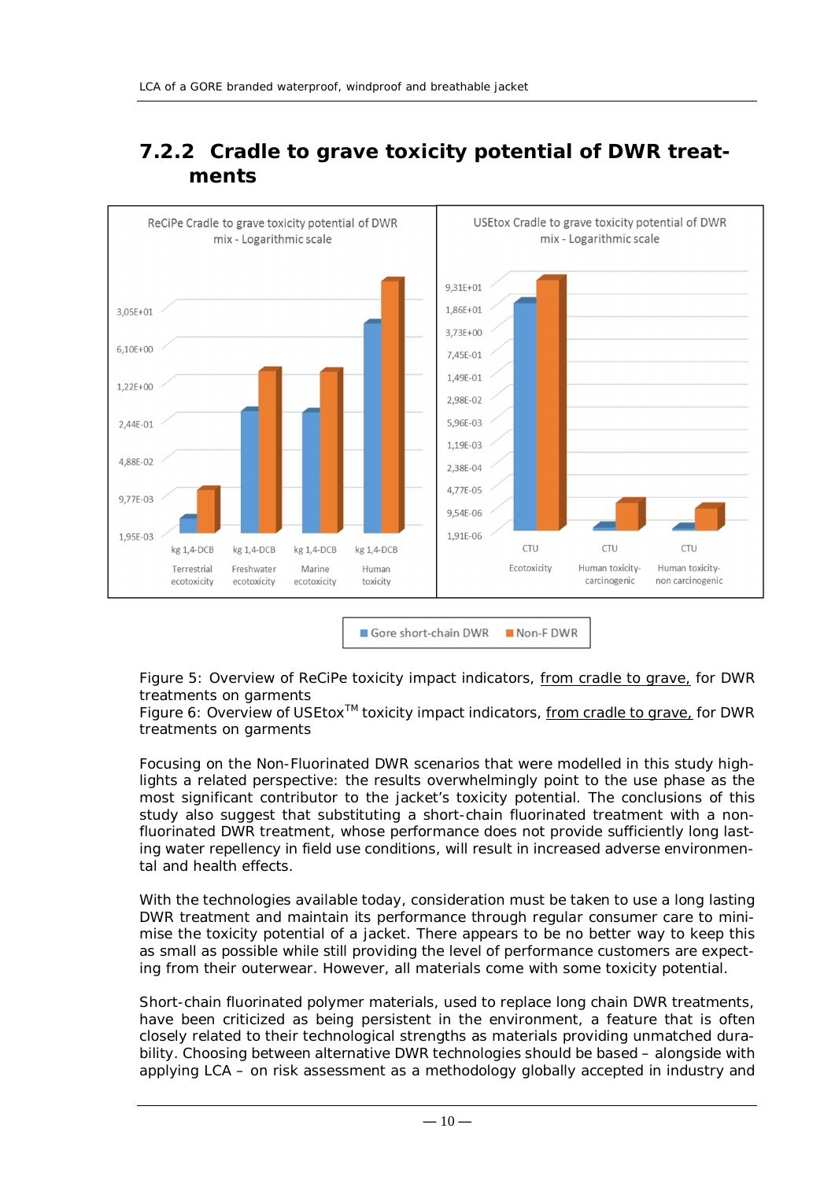## 7.2.2 Cradle to grave toxicity potential of DWR treatments

Figure 5: Overview of ReCiPe toxicity impact indicators, from cradle to grave, for DWR treatments on garments

Figure 6: Overview of USEtox[TM] toxicity impact indicators, from cradle to grave, for DWR treatments on garments

Focusing on the Non-Fluorinated DWR scenarios that were modelled in this study highlights a related perspective: the results overwhelmingly point to the use phase as the most significant contributor to the jacket's toxicity potential. The conclusions of this study also suggest that substituting a short-chain fluorinated treatment with a non-fluorinated DWR treatment, whose performance does not provide sufficiently long lasting water repellency in field use conditions, will result in increased adverse environmental and health effects.

With the technologies available today, consideration must be taken to use a long lasting DWR treatment and maintain its performance through regular consumer care to minimise the toxicity potential of a jacket. There appears to be no better way to keep this as small as possible while still providing the level of performance customers are expecting from their outerwear. However, all materials come with some toxicity potential.

Short-chain fluorinated polymer materials, used to replace long chain DWR treatments, have been criticized as being persistent in the environment, a feature that is often closely related to their technological strengths as materials providing unmatched durability. Choosing between alternative DWR technologies should be based – alongside with applying LCA – on risk assessment as a methodology globally accepted in industry and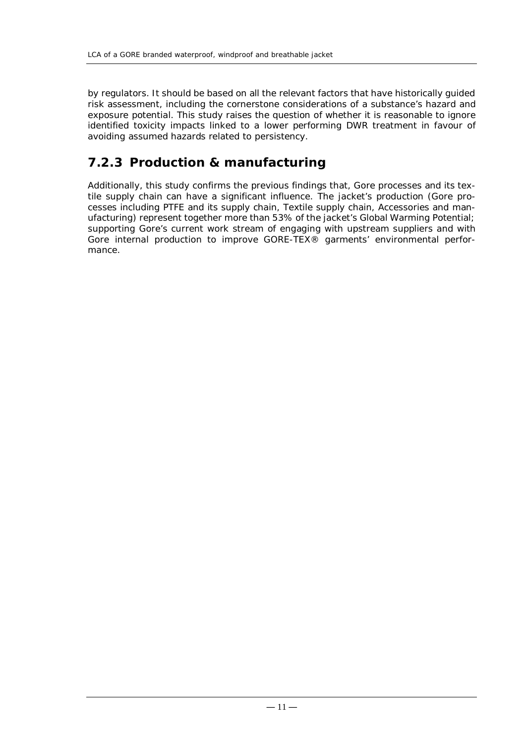by regulators. It should be based on all the relevant factors that have historically guided risk assessment, including the cornerstone considerations of a substance's hazard and exposure potential. This study raises the question of whether it is reasonable to ignore identified toxicity impacts linked to a lower performing DWR treatment in favour of avoiding assumed hazards related to persistency.

### 7.2.3 Production & manufacturing

Additionally, this study confirms the previous findings that, Gore processes and its textile supply chain can have a significant influence. The jacket's production (Gore processes including PTFE and its supply chain, Textile supply chain, Accessories and manufacturing) represent together more than 53% of the jacket's Global Warming Potential; supporting Gore's current work stream of engaging with upstream suppliers and with Gore internal production to improve GORE-TEX® garments' environmental performance.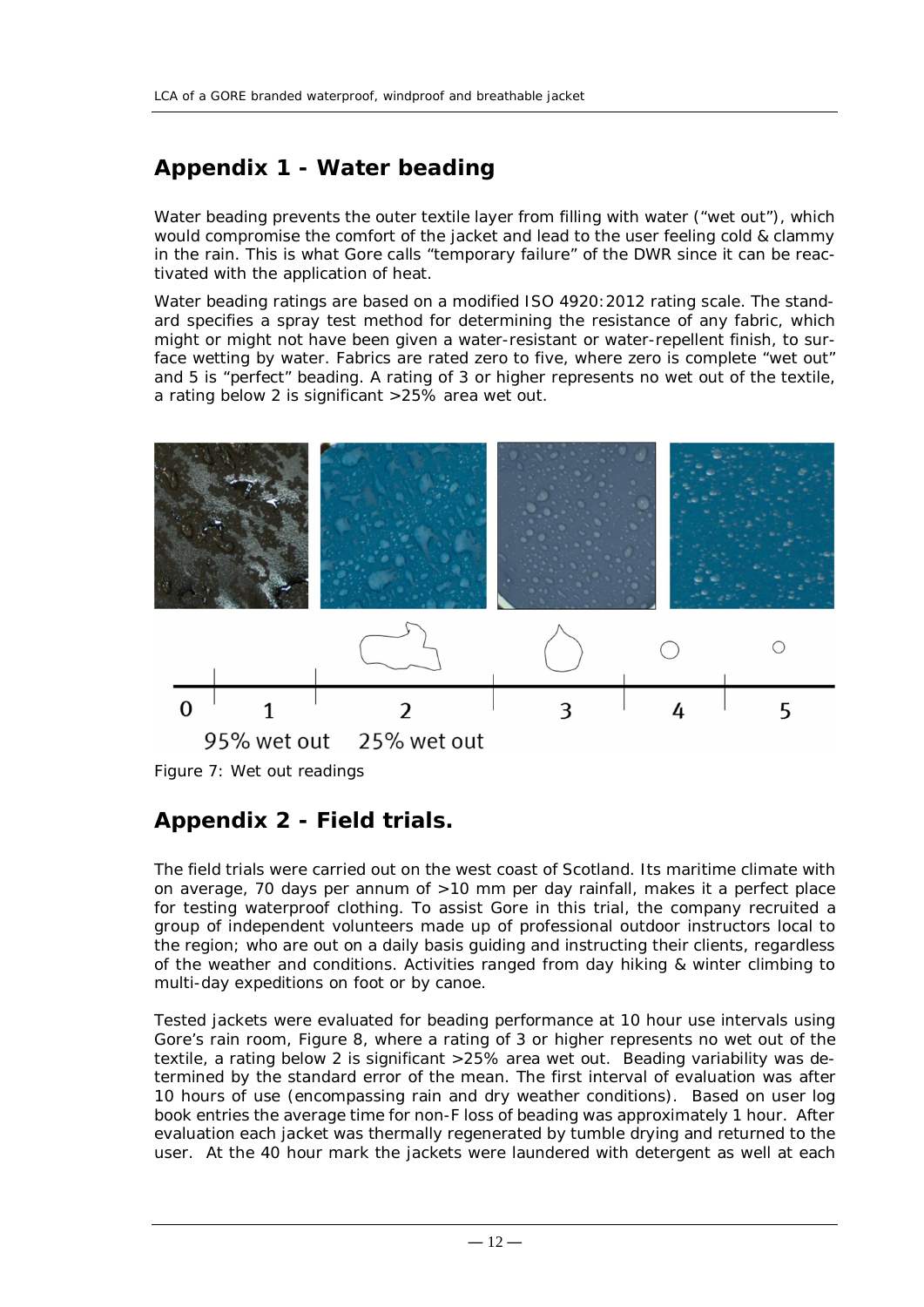## Appendix 1 - Water beading

Water beading prevents the outer textile layer from filling with water ("wet out"), which would compromise the comfort of the jacket and lead to the user feeling cold & clammy in the rain. This is what Gore calls "temporary failure" of the DWR since it can be reactivated with the application of heat.

Water beading ratings are based on a modified ISO 4920:2012 rating scale. The standard specifies a spray test method for determining the resistance of any fabric, which might or might not have been given a water-resistant or water-repellent finish, to surface wetting by water. Fabrics are rated zero to five, where zero is complete "wet out" and 5 is "perfect" beading. A rating of 3 or higher represents no wet out of the textile, a rating below 2 is significant >25% area wet out.

Figure 7: Wet out readings

## Appendix 2 - Field trials.

The field trials were carried out on the west coast of Scotland. Its maritime climate with on average, 70 days per annum of >10 mm per day rainfall, makes it a perfect place for testing waterproof clothing. To assist Gore in this trial, the company recruited a group of independent volunteers made up of professional outdoor instructors local to the region; who are out on a daily basis guiding and instructing their clients, regardless of the weather and conditions. Activities ranged from day hiking & winter climbing to multi-day expeditions on foot or by canoe.

Tested jackets were evaluated for beading performance at 10 hour use intervals using Gore's rain room, Figure 8, where a rating of 3 or higher represents no wet out of the textile, a rating below 2 is significant >25% area wet out. Beading variability was determined by the standard error of the mean. The first interval of evaluation was after 10 hours of use (encompassing rain and dry weather conditions). Based on user log book entries the average time for non-F loss of beading was approximately 1 hour. After evaluation each jacket was thermally regenerated by tumble drying and returned to the user. At the 40 hour mark the jackets were laundered with detergent as well at each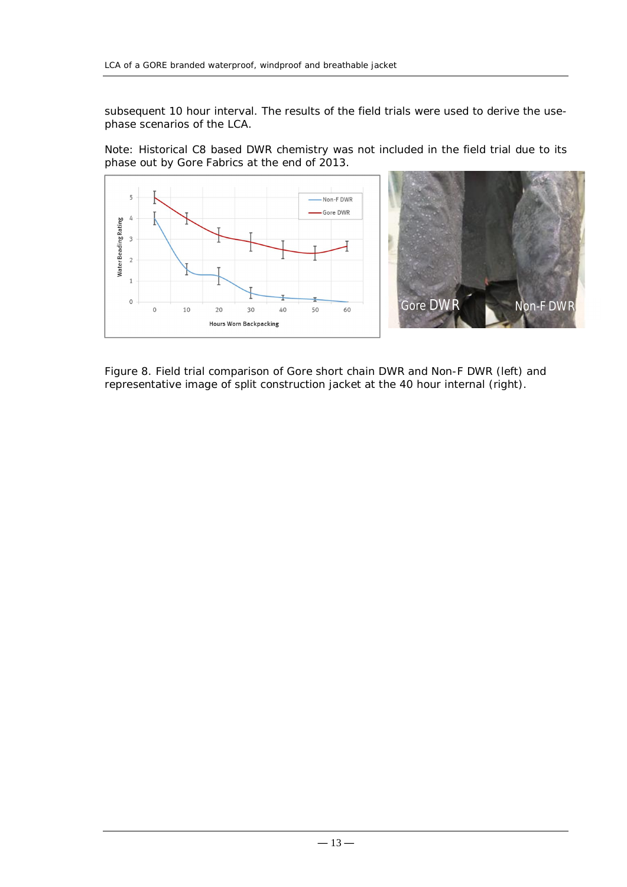subsequent 10 hour interval. The results of the field trials were used to derive the use-phase scenarios of the LCA.

Note: Historical C8 based DWR chemistry was not included in the field trial due to its phase out by Gore Fabrics at the end of 2013.

Water Beading Rating

5
4
3
2
1
0

0 10 20 30 40 50 60

Hours Worn Backpacking

Non-F DWR
Gore DWR

Gore DWR
Non-F DWR

Figure 8. Field trial comparison of Gore short chain DWR and Non-F DWR (left) and representative image of split construction jacket at the 40 hour internal (right).